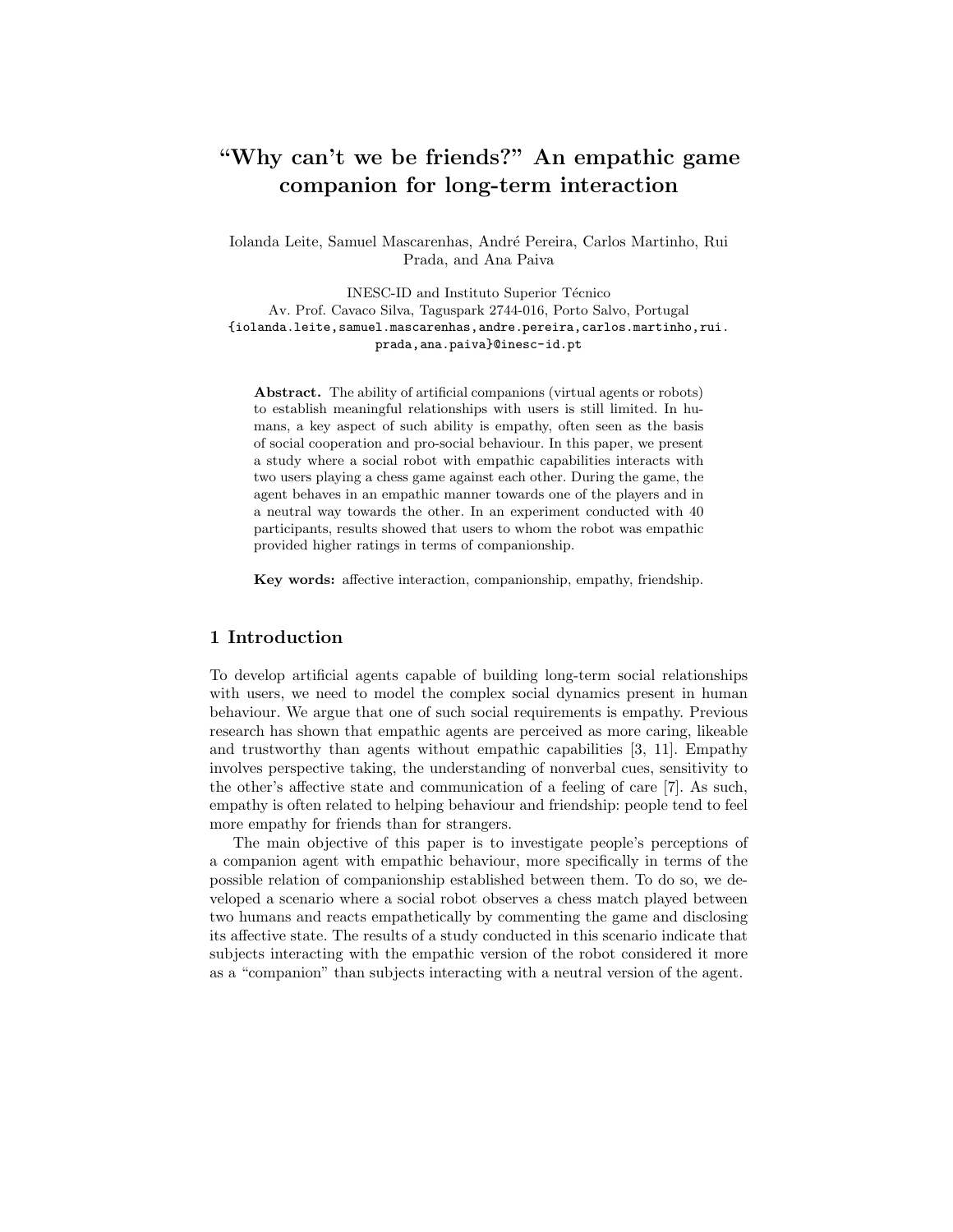# "Why can't we be friends?" An empathic game companion for long-term interaction

Iolanda Leite, Samuel Mascarenhas, André Pereira, Carlos Martinho, Rui Prada, and Ana Paiva

INESC-ID and Instituto Superior Técnico
Av. Prof. Cavaco Silva, Taguspark 2744-016, Porto Salvo, Portugal
{iolanda.leite,samuel.mascarenhas,andre.pereira,carlos.martinho,rui.prada,ana.paiva}@inesc-id.pt

**Abstract.** The ability of artificial companions (virtual agents or robots) to establish meaningful relationships with users is still limited. In humans, a key aspect of such ability is empathy, often seen as the basis of social cooperation and pro-social behaviour. In this paper, we present a study where a social robot with empathic capabilities interacts with two users playing a chess game against each other. During the game, the agent behaves in an empathic manner towards one of the players and in a neutral way towards the other. In an experiment conducted with 40 participants, results showed that users to whom the robot was empathic provided higher ratings in terms of companionship.

**Key words:** affective interaction, companionship, empathy, friendship.

## 1 Introduction

To develop artificial agents capable of building long-term social relationships with users, we need to model the complex social dynamics present in human behaviour. We argue that one of such social requirements is empathy. Previous research has shown that empathic agents are perceived as more caring, likeable and trustworthy than agents without empathic capabilities [3, 11]. Empathy involves perspective taking, the understanding of nonverbal cues, sensitivity to the other's affective state and communication of a feeling of care [7]. As such, empathy is often related to helping behaviour and friendship: people tend to feel more empathy for friends than for strangers.

The main objective of this paper is to investigate people's perceptions of a companion agent with empathic behaviour, more specifically in terms of the possible relation of companionship established between them. To do so, we developed a scenario where a social robot observes a chess match played between two humans and reacts empathetically by commenting the game and disclosing its affective state. The results of a study conducted in this scenario indicate that subjects interacting with the empathic version of the robot considered it more as a "companion" than subjects interacting with a neutral version of the agent.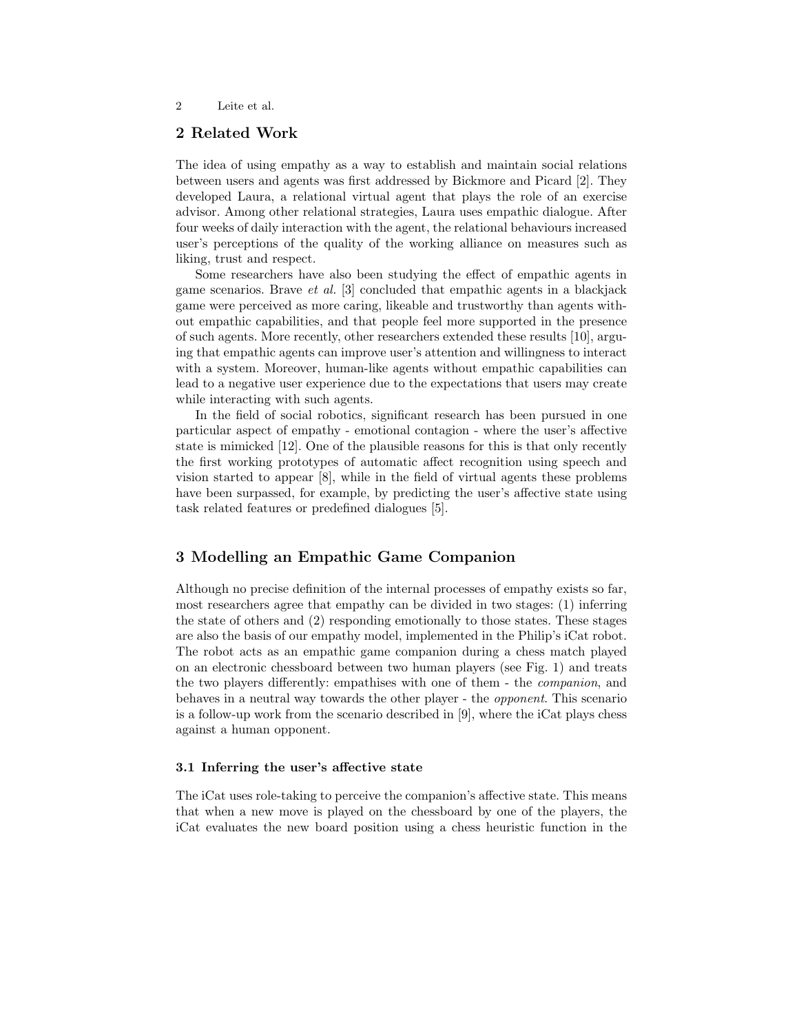## 2 Related Work

The idea of using empathy as a way to establish and maintain social relations between users and agents was first addressed by Bickmore and Picard [2]. They developed Laura, a relational virtual agent that plays the role of an exercise advisor. Among other relational strategies, Laura uses empathic dialogue. After four weeks of daily interaction with the agent, the relational behaviours increased user's perceptions of the quality of the working alliance on measures such as liking, trust and respect.

Some researchers have also been studying the effect of empathic agents in game scenarios. Brave *et al.* [3] concluded that empathic agents in a blackjack game were perceived as more caring, likeable and trustworthy than agents without empathic capabilities, and that people feel more supported in the presence of such agents. More recently, other researchers extended these results [10], arguing that empathic agents can improve user's attention and willingness to interact with a system. Moreover, human-like agents without empathic capabilities can lead to a negative user experience due to the expectations that users may create while interacting with such agents.

In the field of social robotics, significant research has been pursued in one particular aspect of empathy - emotional contagion - where the user's affective state is mimicked [12]. One of the plausible reasons for this is that only recently the first working prototypes of automatic affect recognition using speech and vision started to appear [8], while in the field of virtual agents these problems have been surpassed, for example, by predicting the user's affective state using task related features or predefined dialogues [5].

## 3 Modelling an Empathic Game Companion

Although no precise definition of the internal processes of empathy exists so far, most researchers agree that empathy can be divided in two stages: (1) inferring the state of others and (2) responding emotionally to those states. These stages are also the basis of our empathy model, implemented in the Philip's iCat robot. The robot acts as an empathic game companion during a chess match played on an electronic chessboard between two human players (see Fig. 1) and treats the two players differently: empathises with one of them - the *companion*, and behaves in a neutral way towards the other player - the *opponent*. This scenario is a follow-up work from the scenario described in [9], where the iCat plays chess against a human opponent.

### 3.1 Inferring the user's affective state

The iCat uses role-taking to perceive the companion's affective state. This means that when a new move is played on the chessboard by one of the players, the iCat evaluates the new board position using a chess heuristic function in the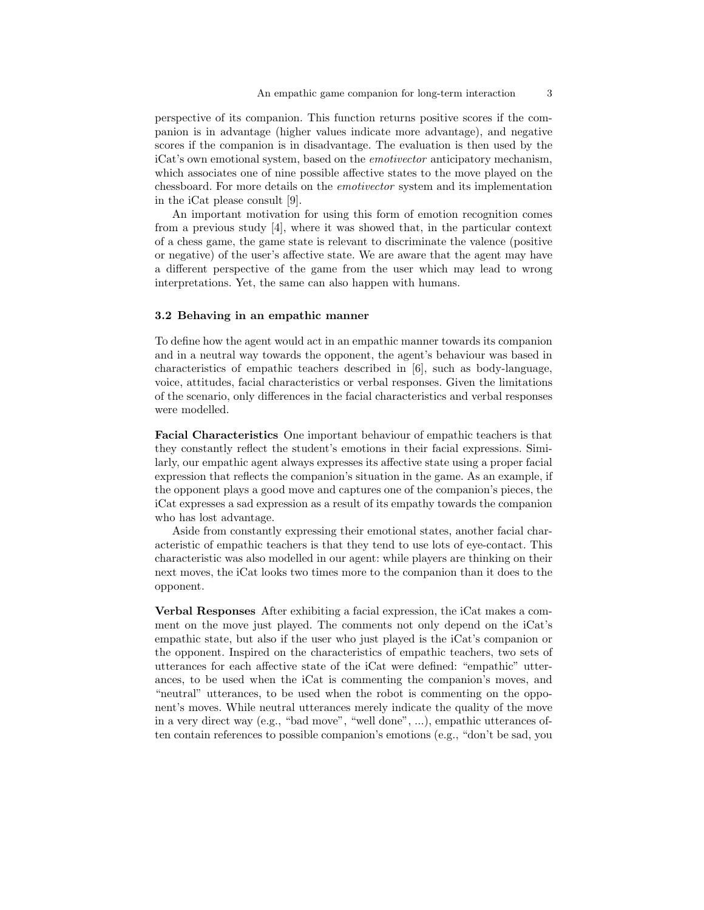perspective of its companion. This function returns positive scores if the companion is in advantage (higher values indicate more advantage), and negative scores if the companion is in disadvantage. The evaluation is then used by the iCat's own emotional system, based on the *emotivector* anticipatory mechanism, which associates one of nine possible affective states to the move played on the chessboard. For more details on the *emotivector* system and its implementation in the iCat please consult [9].

An important motivation for using this form of emotion recognition comes from a previous study [4], where it was showed that, in the particular context of a chess game, the game state is relevant to discriminate the valence (positive or negative) of the user's affective state. We are aware that the agent may have a different perspective of the game from the user which may lead to wrong interpretations. Yet, the same can also happen with humans.

### 3.2 Behaving in an empathic manner

To define how the agent would act in an empathic manner towards its companion and in a neutral way towards the opponent, the agent's behaviour was based in characteristics of empathic teachers described in [6], such as body-language, voice, attitudes, facial characteristics or verbal responses. Given the limitations of the scenario, only differences in the facial characteristics and verbal responses were modelled.

**Facial Characteristics** One important behaviour of empathic teachers is that they constantly reflect the student's emotions in their facial expressions. Similarly, our empathic agent always expresses its affective state using a proper facial expression that reflects the companion's situation in the game. As an example, if the opponent plays a good move and captures one of the companion's pieces, the iCat expresses a sad expression as a result of its empathy towards the companion who has lost advantage.

Aside from constantly expressing their emotional states, another facial characteristic of empathic teachers is that they tend to use lots of eye-contact. This characteristic was also modelled in our agent: while players are thinking on their next moves, the iCat looks two times more to the companion than it does to the opponent.

**Verbal Responses** After exhibiting a facial expression, the iCat makes a comment on the move just played. The comments not only depend on the iCat's empathic state, but also if the user who just played is the iCat's companion or the opponent. Inspired on the characteristics of empathic teachers, two sets of utterances for each affective state of the iCat were defined: "empathic" utterances, to be used when the iCat is commenting the companion's moves, and "neutral" utterances, to be used when the robot is commenting on the opponent's moves. While neutral utterances merely indicate the quality of the move in a very direct way (e.g., "bad move", "well done", ...), empathic utterances often contain references to possible companion's emotions (e.g., "don't be sad, you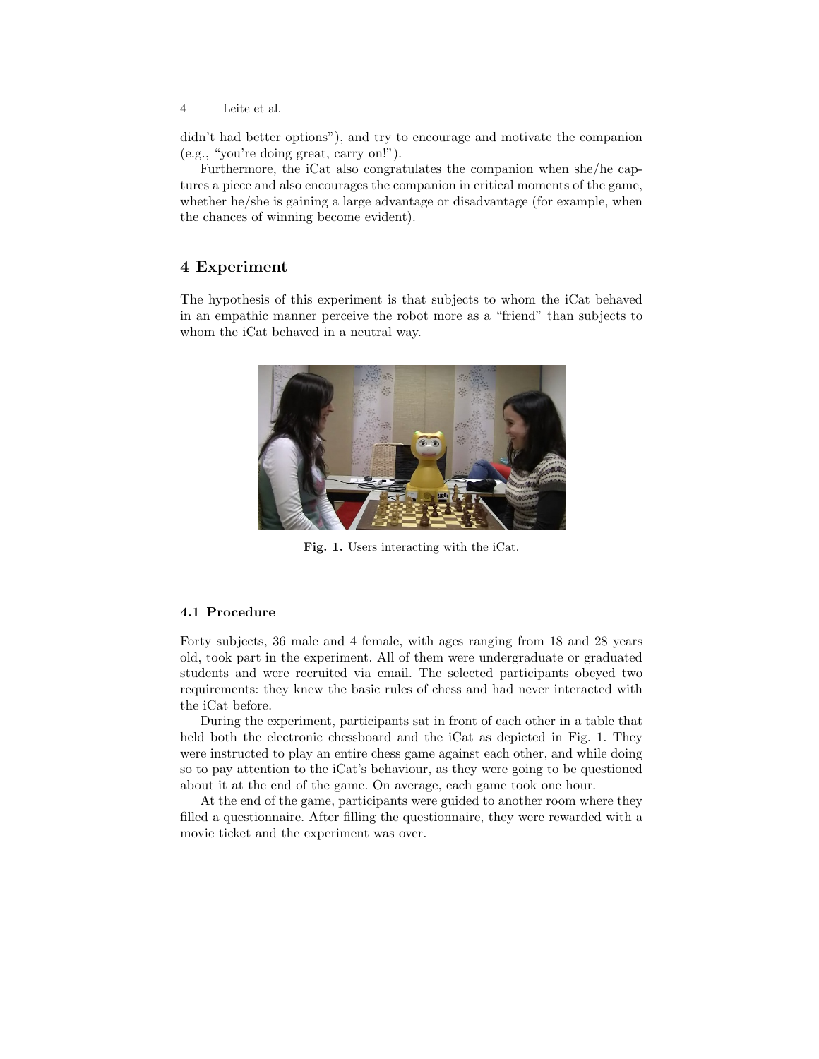didn't had better options"), and try to encourage and motivate the companion (e.g., "you're doing great, carry on!").

Furthermore, the iCat also congratulates the companion when she/he captures a piece and also encourages the companion in critical moments of the game, whether he/she is gaining a large advantage or disadvantage (for example, when the chances of winning become evident).

## 4 Experiment

The hypothesis of this experiment is that subjects to whom the iCat behaved in an empathic manner perceive the robot more as a "friend" than subjects to whom the iCat behaved in a neutral way.

**Fig. 1.** Users interacting with the iCat.

### 4.1 Procedure

Forty subjects, 36 male and 4 female, with ages ranging from 18 and 28 years old, took part in the experiment. All of them were undergraduate or graduated students and were recruited via email. The selected participants obeyed two requirements: they knew the basic rules of chess and had never interacted with the iCat before.

During the experiment, participants sat in front of each other in a table that held both the electronic chessboard and the iCat as depicted in Fig. 1. They were instructed to play an entire chess game against each other, and while doing so to pay attention to the iCat's behaviour, as they were going to be questioned about it at the end of the game. On average, each game took one hour.

At the end of the game, participants were guided to another room where they filled a questionnaire. After filling the questionnaire, they were rewarded with a movie ticket and the experiment was over.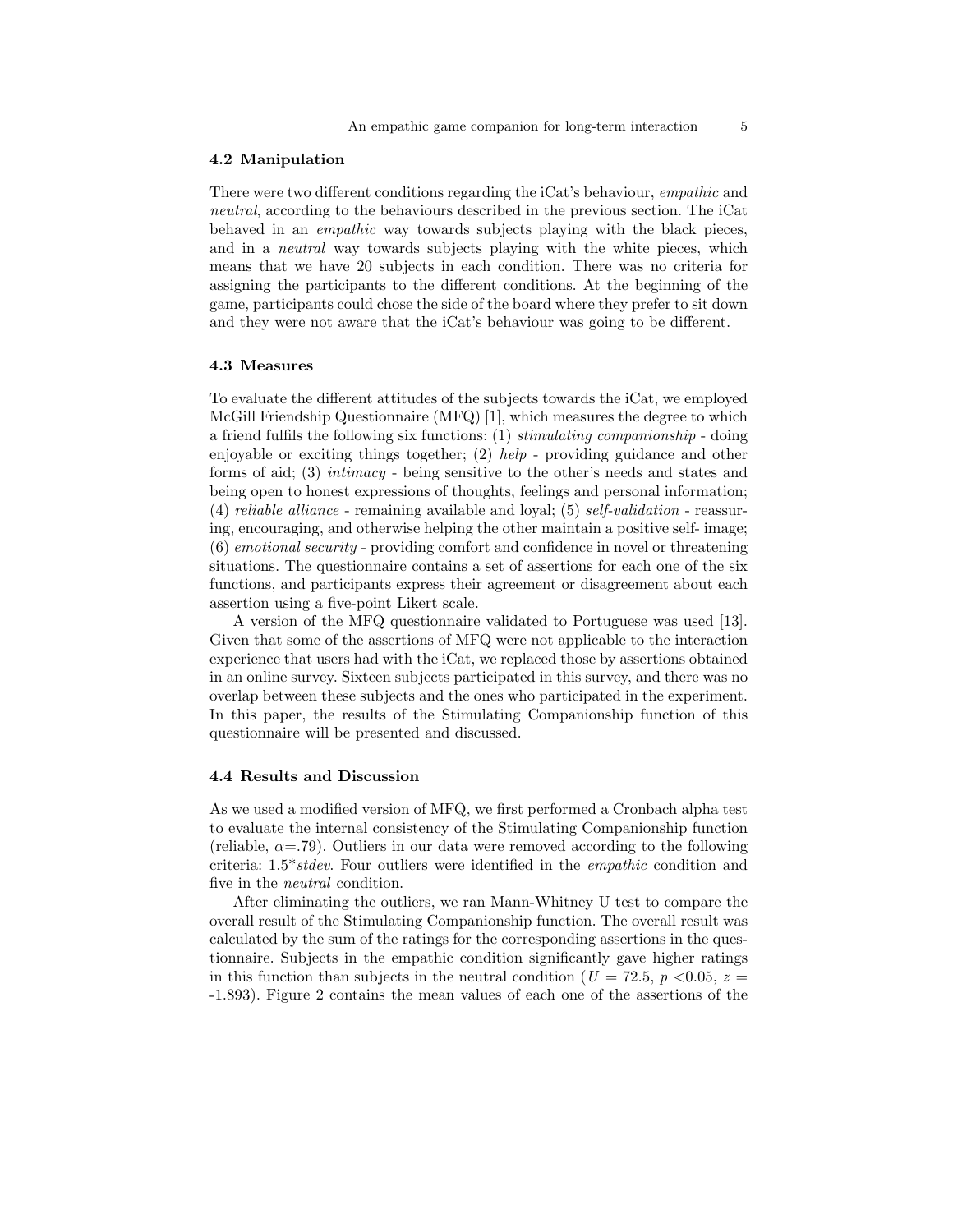### 4.2 Manipulation

There were two different conditions regarding the iCat's behaviour, *empathic* and *neutral*, according to the behaviours described in the previous section. The iCat behaved in an *empathic* way towards subjects playing with the black pieces, and in a *neutral* way towards subjects playing with the white pieces, which means that we have 20 subjects in each condition. There was no criteria for assigning the participants to the different conditions. At the beginning of the game, participants could chose the side of the board where they prefer to sit down and they were not aware that the iCat's behaviour was going to be different.

### 4.3 Measures

To evaluate the different attitudes of the subjects towards the iCat, we employed McGill Friendship Questionnaire (MFQ) [1], which measures the degree to which a friend fulfils the following six functions: (1) *stimulating companionship* - doing enjoyable or exciting things together; (2) *help* - providing guidance and other forms of aid; (3) *intimacy* - being sensitive to the other's needs and states and being open to honest expressions of thoughts, feelings and personal information; (4) *reliable alliance* - remaining available and loyal; (5) *self-validation* - reassuring, encouraging, and otherwise helping the other maintain a positive self- image; (6) *emotional security* - providing comfort and confidence in novel or threatening situations. The questionnaire contains a set of assertions for each one of the six functions, and participants express their agreement or disagreement about each assertion using a five-point Likert scale.

A version of the MFQ questionnaire validated to Portuguese was used [13]. Given that some of the assertions of MFQ were not applicable to the interaction experience that users had with the iCat, we replaced those by assertions obtained in an online survey. Sixteen subjects participated in this survey, and there was no overlap between these subjects and the ones who participated in the experiment. In this paper, the results of the Stimulating Companionship function of this questionnaire will be presented and discussed.

### 4.4 Results and Discussion

As we used a modified version of MFQ, we first performed a Cronbach alpha test to evaluate the internal consistency of the Stimulating Companionship function (reliable, $\alpha$=.79). Outliers in our data were removed according to the following criteria: 1.5*\textit{stdev}. Four outliers were identified in the *empathic* condition and five in the *neutral* condition.

After eliminating the outliers, we ran Mann-Whitney U test to compare the overall result of the Stimulating Companionship function. The overall result was calculated by the sum of the ratings for the corresponding assertions in the questionnaire. Subjects in the empathic condition significantly gave higher ratings in this function than subjects in the neutral condition ($U$ = 72.5, $p$ <0.05, $z$ = -1.893). Figure 2 contains the mean values of each one of the assertions of the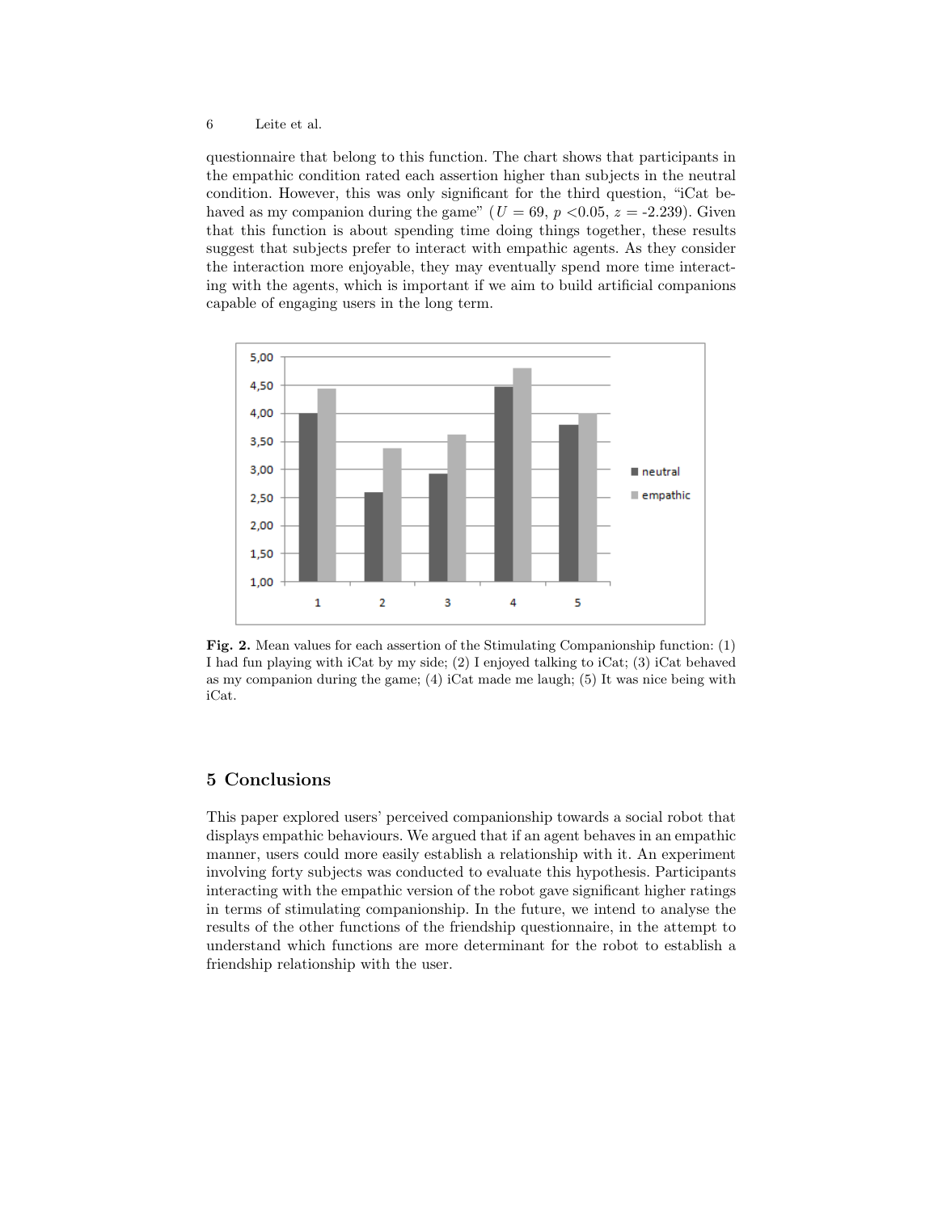questionnaire that belong to this function. The chart shows that participants in the empathic condition rated each assertion higher than subjects in the neutral condition. However, this was only significant for the third question, "iCat behaved as my companion during the game" ($U = 69$, $p < 0.05$, $z = -2.239$). Given that this function is about spending time doing things together, these results suggest that subjects prefer to interact with empathic agents. As they consider the interaction more enjoyable, they may eventually spend more time interacting with the agents, which is important if we aim to build artificial companions capable of engaging users in the long term.

**Fig. 2.** Mean values for each assertion of the Stimulating Companionship function: (1) I had fun playing with iCat by my side; (2) I enjoyed talking to iCat; (3) iCat behaved as my companion during the game; (4) iCat made me laugh; (5) It was nice being with iCat.

## 5 Conclusions

This paper explored users' perceived companionship towards a social robot that displays empathic behaviours. We argued that if an agent behaves in an empathic manner, users could more easily establish a relationship with it. An experiment involving forty subjects was conducted to evaluate this hypothesis. Participants interacting with the empathic version of the robot gave significant higher ratings in terms of stimulating companionship. In the future, we intend to analyse the results of the other functions of the friendship questionnaire, in the attempt to understand which functions are more determinant for the robot to establish a friendship relationship with the user.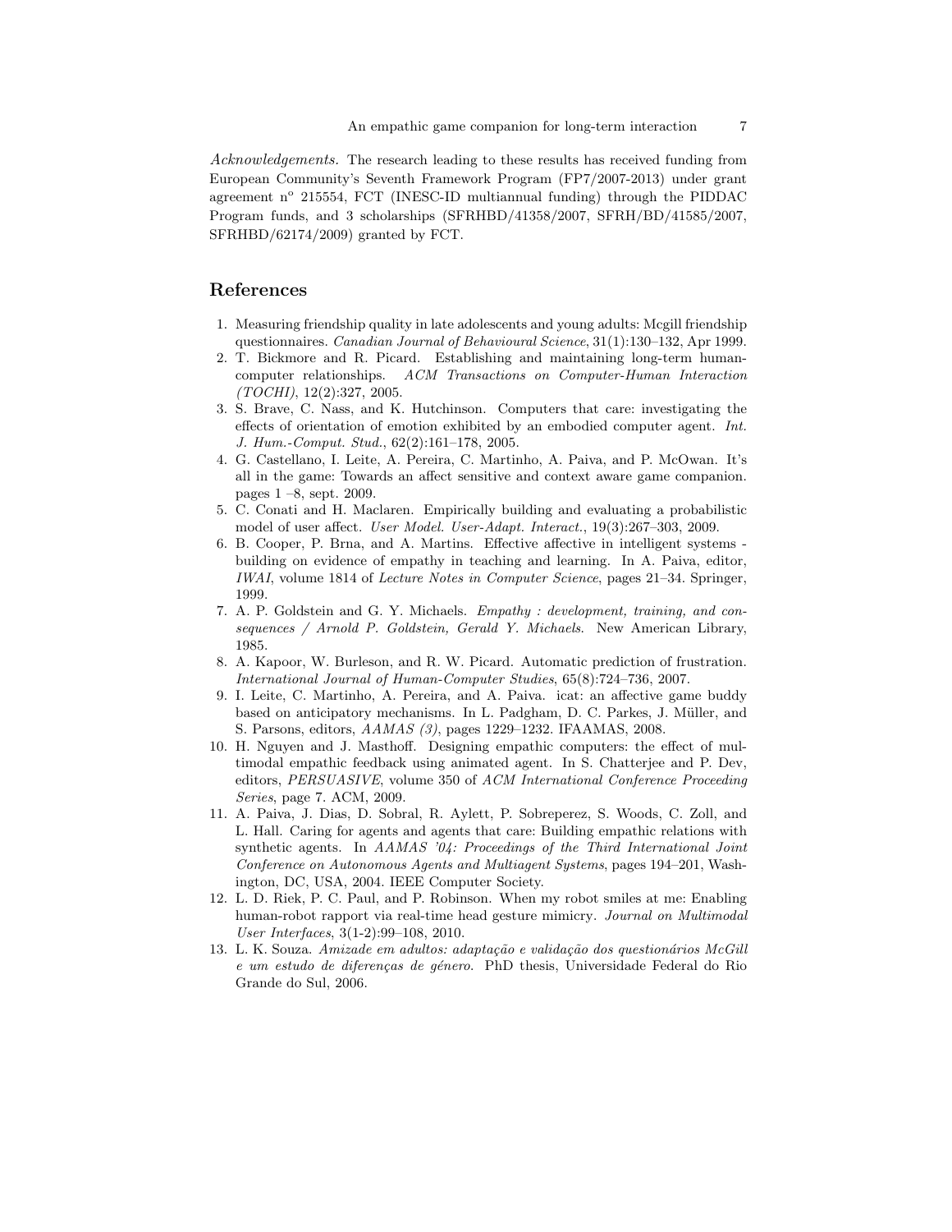*Acknowledgements.* The research leading to these results has received funding from European Community's Seventh Framework Program (FP7/2007-2013) under grant agreement nº 215554, FCT (INESC-ID multiannual funding) through the PIDDAC Program funds, and 3 scholarships (SFRHBD/41358/2007, SFRH/BD/41585/2007, SFRHBD/62174/2009) granted by FCT.

## References

1. Measuring friendship quality in late adolescents and young adults: Mcgill friendship questionnaires. *Canadian Journal of Behavioural Science*, 31(1):130–132, Apr 1999.
2. T. Bickmore and R. Picard. Establishing and maintaining long-term human-computer relationships. *ACM Transactions on Computer-Human Interaction (TOCHI)*, 12(2):327, 2005.
3. S. Brave, C. Nass, and K. Hutchinson. Computers that care: investigating the effects of orientation of emotion exhibited by an embodied computer agent. *Int. J. Hum.-Comput. Stud.*, 62(2):161–178, 2005.
4. G. Castellano, I. Leite, A. Pereira, C. Martinho, A. Paiva, and P. McOwan. It's all in the game: Towards an affect sensitive and context aware game companion. pages 1 –8, sept. 2009.
5. C. Conati and H. Maclaren. Empirically building and evaluating a probabilistic model of user affect. *User Model. User-Adapt. Interact.*, 19(3):267–303, 2009.
6. B. Cooper, P. Brna, and A. Martins. Effective affective in intelligent systems - building on evidence of empathy in teaching and learning. In A. Paiva, editor, *IWAI*, volume 1814 of *Lecture Notes in Computer Science*, pages 21–34. Springer, 1999.
7. A. P. Goldstein and G. Y. Michaels. *Empathy : development, training, and consequences / Arnold P. Goldstein, Gerald Y. Michaels.* New American Library, 1985.
8. A. Kapoor, W. Burleson, and R. W. Picard. Automatic prediction of frustration. *International Journal of Human-Computer Studies*, 65(8):724–736, 2007.
9. I. Leite, C. Martinho, A. Pereira, and A. Paiva. icat: an affective game buddy based on anticipatory mechanisms. In L. Padgham, D. C. Parkes, J. Müller, and S. Parsons, editors, *AAMAS (3)*, pages 1229–1232. IFAAMAS, 2008.
10. H. Nguyen and J. Masthoff. Designing empathic computers: the effect of multimodal empathic feedback using animated agent. In S. Chatterjee and P. Dev, editors, *PERSUASIVE*, volume 350 of *ACM International Conference Proceeding Series*, page 7. ACM, 2009.
11. A. Paiva, J. Dias, D. Sobral, R. Aylett, P. Sobreperez, S. Woods, C. Zoll, and L. Hall. Caring for agents and agents that care: Building empathic relations with synthetic agents. In *AAMAS '04: Proceedings of the Third International Joint Conference on Autonomous Agents and Multiagent Systems*, pages 194–201, Washington, DC, USA, 2004. IEEE Computer Society.
12. L. D. Riek, P. C. Paul, and P. Robinson. When my robot smiles at me: Enabling human-robot rapport via real-time head gesture mimicry. *Journal on Multimodal User Interfaces*, 3(1-2):99–108, 2010.
13. L. K. Souza. *Amizade em adultos: adaptação e validação dos questionários McGill e um estudo de diferenças de género.* PhD thesis, Universidade Federal do Rio Grande do Sul, 2006.